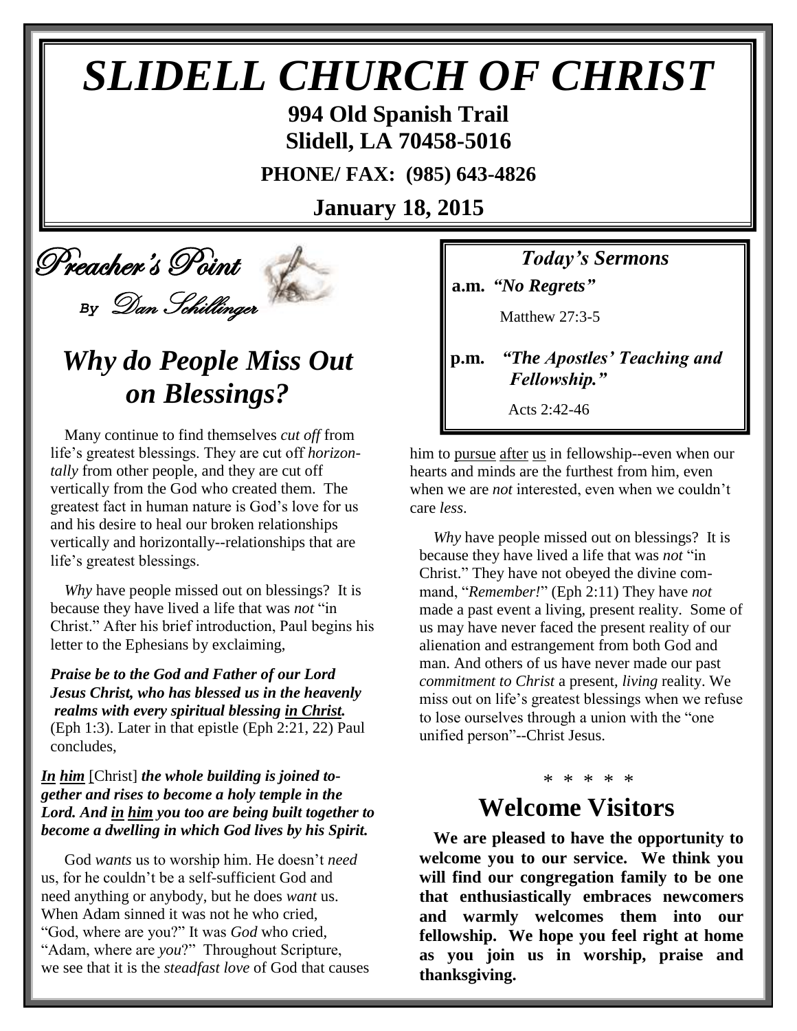# SLIDELL CHURCH OF CHRIST

**994 Old Spanish Trail**
**Slidell, LA 70458-5016**

**PHONE/ FAX: (985) 643-4826**

**January 18, 2015**

## Preacher's Point

*By Dan Schillinger*

## *Why do People Miss Out on Blessings?*

Many continue to find themselves *cut off* from life's greatest blessings. They are cut off *horizontally* from other people, and they are cut off vertically from the God who created them. The greatest fact in human nature is God's love for us and his desire to heal our broken relationships vertically and horizontally--relationships that are life's greatest blessings.

*Why* have people missed out on blessings? It is because they have lived a life that was *not* "in Christ." After his brief introduction, Paul begins his letter to the Ephesians by exclaiming,

***Praise be to the God and Father of our Lord Jesus Christ, who has blessed us in the heavenly realms with every spiritual blessing <u>in Christ</u>.*** (Eph 1:3). Later in that epistle (Eph 2:21, 22) Paul concludes,

***<u>In</u> <u>him</u>*** [Christ] ***the whole building is joined together and rises to become a holy temple in the Lord. And <u>in</u> <u>him</u> you too are being built together to become a dwelling in which God lives by his Spirit.***

God *wants* us to worship him. He doesn't *need* us, for he couldn't be a self-sufficient God and need anything or anybody, but he does *want* us. When Adam sinned it was not he who cried, "God, where are you?" It was *God* who cried, "Adam, where are *you*?" Throughout Scripture, we see that it is the *steadfast love* of God that causes him to <u>pursue</u> <u>after</u> <u>us</u> in fellowship--even when our hearts and minds are the furthest from him, even when we are *not* interested, even when we couldn't care *less*.

*Why* have people missed out on blessings? It is because they have lived a life that was *not* "in Christ." They have not obeyed the divine command, "*Remember!*" (Eph 2:11) They have *not* made a past event a living, present reality. Some of us may have never faced the present reality of our alienation and estrangement from both God and man. And others of us have never made our past *commitment to Christ* a present, *living* reality. We miss out on life's greatest blessings when we refuse to lose ourselves through a union with the "one unified person"--Christ Jesus.

### *Today's Sermons*

**a.m.** ***"No Regrets"***

Matthew 27:3-5

**p.m.** ***"The Apostles' Teaching and Fellowship."***

Acts 2:42-46

\* \* \* \* \*

## Welcome Visitors

**We are pleased to have the opportunity to welcome you to our service. We think you will find our congregation family to be one that enthusiastically embraces newcomers and warmly welcomes them into our fellowship. We hope you feel right at home as you join us in worship, praise and thanksgiving.**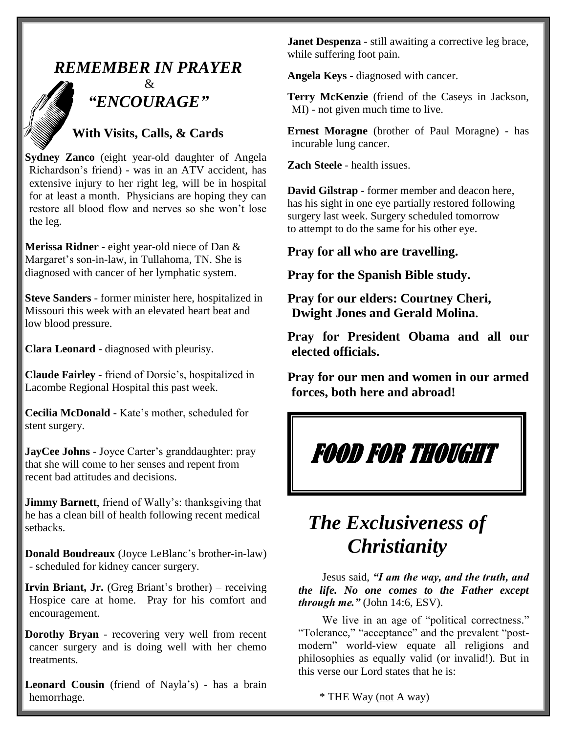## *REMEMBER IN PRAYER*
## &
## *"ENCOURAGE"*

### With Visits, Calls, & Cards

**Sydney Zanco** (eight year-old daughter of Angela Richardson's friend) - was in an ATV accident, has extensive injury to her right leg, will be in hospital for at least a month. Physicians are hoping they can restore all blood flow and nerves so she won't lose the leg.

**Merissa Ridner** - eight year-old niece of Dan & Margaret's son-in-law, in Tullahoma, TN. She is diagnosed with cancer of her lymphatic system.

**Steve Sanders** - former minister here, hospitalized in Missouri this week with an elevated heart beat and low blood pressure.

**Clara Leonard** - diagnosed with pleurisy.

**Claude Fairley** - friend of Dorsie's, hospitalized in Lacombe Regional Hospital this past week.

**Cecilia McDonald** - Kate's mother, scheduled for stent surgery.

**JayCee Johns** - Joyce Carter's granddaughter: pray that she will come to her senses and repent from recent bad attitudes and decisions.

**Jimmy Barnett**, friend of Wally's: thanksgiving that he has a clean bill of health following recent medical setbacks.

**Donald Boudreaux** (Joyce LeBlanc's brother-in-law) - scheduled for kidney cancer surgery.

**Irvin Briant, Jr.** (Greg Briant's brother) – receiving Hospice care at home. Pray for his comfort and encouragement.

**Dorothy Bryan** - recovering very well from recent cancer surgery and is doing well with her chemo treatments.

**Leonard Cousin** (friend of Nayla's) - has a brain hemorrhage.

**Janet Despenza** - still awaiting a corrective leg brace, while suffering foot pain.

**Angela Keys** - diagnosed with cancer.

**Terry McKenzie** (friend of the Caseys in Jackson, MI) - not given much time to live.

**Ernest Moragne** (brother of Paul Moragne) - has incurable lung cancer.

**Zach Steele** - health issues.

**David Gilstrap** - former member and deacon here, has his sight in one eye partially restored following surgery last week. Surgery scheduled tomorrow to attempt to do the same for his other eye.

**Pray for all who are travelling.**

**Pray for the Spanish Bible study.**

**Pray for our elders: Courtney Cheri, Dwight Jones and Gerald Molina.**

**Pray for President Obama and all our elected officials.**

**Pray for our men and women in our armed forces, both here and abroad!**

## FOOD FOR THOUGHT

## *The Exclusiveness of Christianity*

Jesus said, ***"I am the way, and the truth, and the life. No one comes to the Father except through me."*** (John 14:6, ESV).

We live in an age of "political correctness." "Tolerance," "acceptance" and the prevalent "post-modern" world-view equate all religions and philosophies as equally valid (or invalid!). But in this verse our Lord states that he is:

* THE Way (not A way)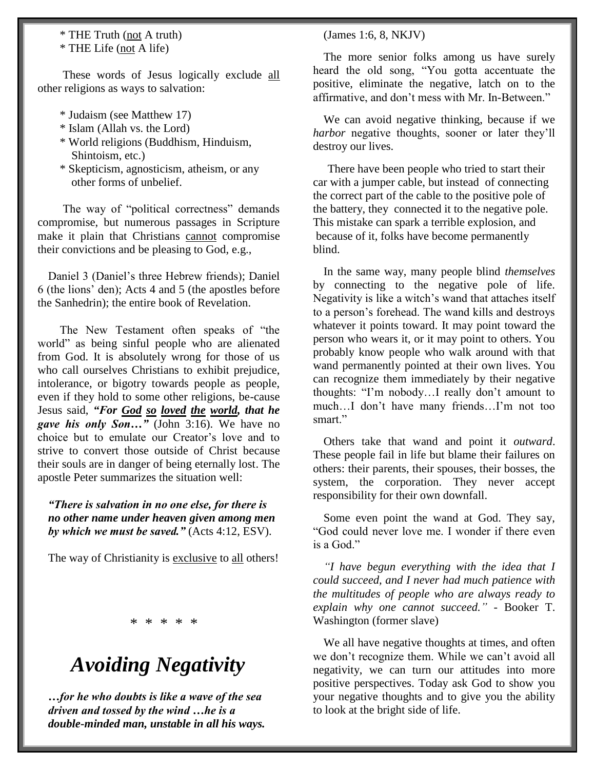* THE Truth (not A truth)
* THE Life (not A life)

These words of Jesus logically exclude all other religions as ways to salvation:

* Judaism (see Matthew 17)
* Islam (Allah vs. the Lord)
* World religions (Buddhism, Hinduism, Shintoism, etc.)
* Skepticism, agnosticism, atheism, or any other forms of unbelief.

The way of "political correctness" demands compromise, but numerous passages in Scripture make it plain that Christians cannot compromise their convictions and be pleasing to God, e.g.,

Daniel 3 (Daniel's three Hebrew friends); Daniel 6 (the lions' den); Acts 4 and 5 (the apostles before the Sanhedrin); the entire book of Revelation.

The New Testament often speaks of "the world" as being sinful people who are alienated from God. It is absolutely wrong for those of us who call ourselves Christians to exhibit prejudice, intolerance, or bigotry towards people as people, even if they hold to some other religions, be-cause Jesus said, ***"For God so loved the world, that he gave his only Son…"*** (John 3:16). We have no choice but to emulate our Creator's love and to strive to convert those outside of Christ because their souls are in danger of being eternally lost. The apostle Peter summarizes the situation well:

> ***"There is salvation in no one else, for there is no other name under heaven given among men by which we must be saved."*** (Acts 4:12, ESV).

The way of Christianity is exclusive to all others!

\* \* \* \* \*

# *Avoiding Negativity*

***…for he who doubts is like a wave of the sea driven and tossed by the wind …he is a double-minded man, unstable in all his ways.*** (James 1:6, 8, NKJV)

The more senior folks among us have surely heard the old song, "You gotta accentuate the positive, eliminate the negative, latch on to the affirmative, and don't mess with Mr. In-Between."

We can avoid negative thinking, because if we *harbor* negative thoughts, sooner or later they'll destroy our lives.

There have been people who tried to start their car with a jumper cable, but instead of connecting the correct part of the cable to the positive pole of the battery, they connected it to the negative pole. This mistake can spark a terrible explosion, and because of it, folks have become permanently blind.

In the same way, many people blind *themselves* by connecting to the negative pole of life. Negativity is like a witch's wand that attaches itself to a person's forehead. The wand kills and destroys whatever it points toward. It may point toward the person who wears it, or it may point to others. You probably know people who walk around with that wand permanently pointed at their own lives. You can recognize them immediately by their negative thoughts: "I'm nobody…I really don't amount to much…I don't have many friends…I'm not too smart."

Others take that wand and point it *outward*. These people fail in life but blame their failures on others: their parents, their spouses, their bosses, the system, the corporation. They never accept responsibility for their own downfall.

Some even point the wand at God. They say, "God could never love me. I wonder if there even is a God."

*"I have begun everything with the idea that I could succeed, and I never had much patience with the multitudes of people who are always ready to explain why one cannot succeed."* - Booker T. Washington (former slave)

We all have negative thoughts at times, and often we don't recognize them. While we can't avoid all negativity, we can turn our attitudes into more positive perspectives. Today ask God to show you your negative thoughts and to give you the ability to look at the bright side of life.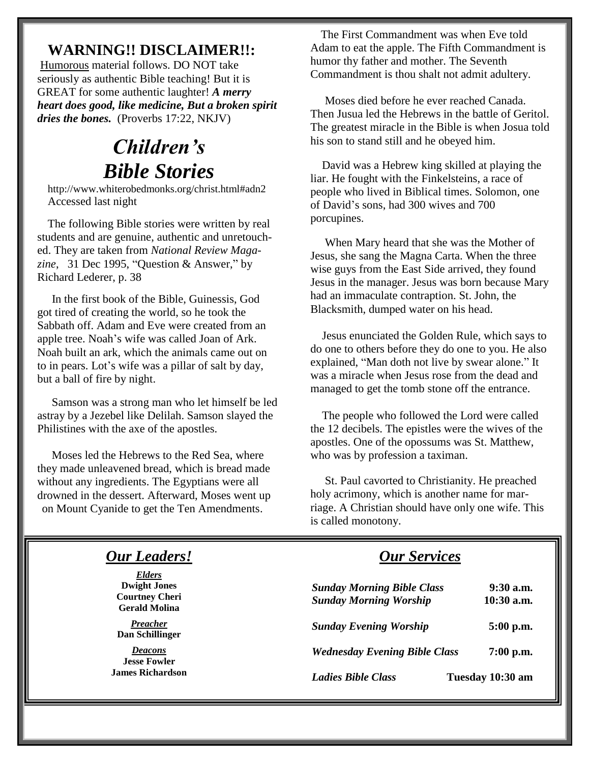## WARNING!! DISCLAIMER!!:

Humorous material follows. DO NOT take seriously as authentic Bible teaching! But it is GREAT for some authentic laughter! ***A merry heart does good, like medicine, But a broken spirit dries the bones.*** (Proverbs 17:22, NKJV)

# *Children's Bible Stories*

http://www.whiterobedmonks.org/christ.html#adn2
Accessed last night

The following Bible stories were written by real students and are genuine, authentic and unretouched. They are taken from *National Review Magazine*, 31 Dec 1995, "Question & Answer," by Richard Lederer, p. 38

In the first book of the Bible, Guinessis, God got tired of creating the world, so he took the Sabbath off. Adam and Eve were created from an apple tree. Noah's wife was called Joan of Ark. Noah built an ark, which the animals came out on to in pears. Lot's wife was a pillar of salt by day, but a ball of fire by night.

Samson was a strong man who let himself be led astray by a Jezebel like Delilah. Samson slayed the Philistines with the axe of the apostles.

Moses led the Hebrews to the Red Sea, where they made unleavened bread, which is bread made without any ingredients. The Egyptians were all drowned in the dessert. Afterward, Moses went up on Mount Cyanide to get the Ten Amendments.

The First Commandment was when Eve told Adam to eat the apple. The Fifth Commandment is humor thy father and mother. The Seventh Commandment is thou shalt not admit adultery.

Moses died before he ever reached Canada. Then Jusua led the Hebrews in the battle of Geritol. The greatest miracle in the Bible is when Josua told his son to stand still and he obeyed him.

David was a Hebrew king skilled at playing the liar. He fought with the Finkelsteins, a race of people who lived in Biblical times. Solomon, one of David's sons, had 300 wives and 700 porcupines.

When Mary heard that she was the Mother of Jesus, she sang the Magna Carta. When the three wise guys from the East Side arrived, they found Jesus in the manager. Jesus was born because Mary had an immaculate contraption. St. John, the Blacksmith, dumped water on his head.

Jesus enunciated the Golden Rule, which says to do one to others before they do one to you. He also explained, "Man doth not live by swear alone." It was a miracle when Jesus rose from the dead and managed to get the tomb stone off the entrance.

The people who followed the Lord were called the 12 decibels. The epistles were the wives of the apostles. One of the opossums was St. Matthew, who was by profession a taximan.

St. Paul cavorted to Christianity. He preached holy acrimony, which is another name for marriage. A Christian should have only one wife. This is called monotony.

## *Our Leaders!*

***Elders***
**Dwight Jones**
**Courtney Cheri**
**Gerald Molina**

***Preacher***
**Dan Schillinger**

***Deacons***
**Jesse Fowler**
**James Richardson**

## *Our Services*

| | |
|---|---|
| ***Sunday Morning Bible Class*** | **9:30 a.m.** |
| ***Sunday Morning Worship*** | **10:30 a.m.** |
| ***Sunday Evening Worship*** | **5:00 p.m.** |
| ***Wednesday Evening Bible Class*** | **7:00 p.m.** |
| ***Ladies Bible Class*** | **Tuesday 10:30 am** |